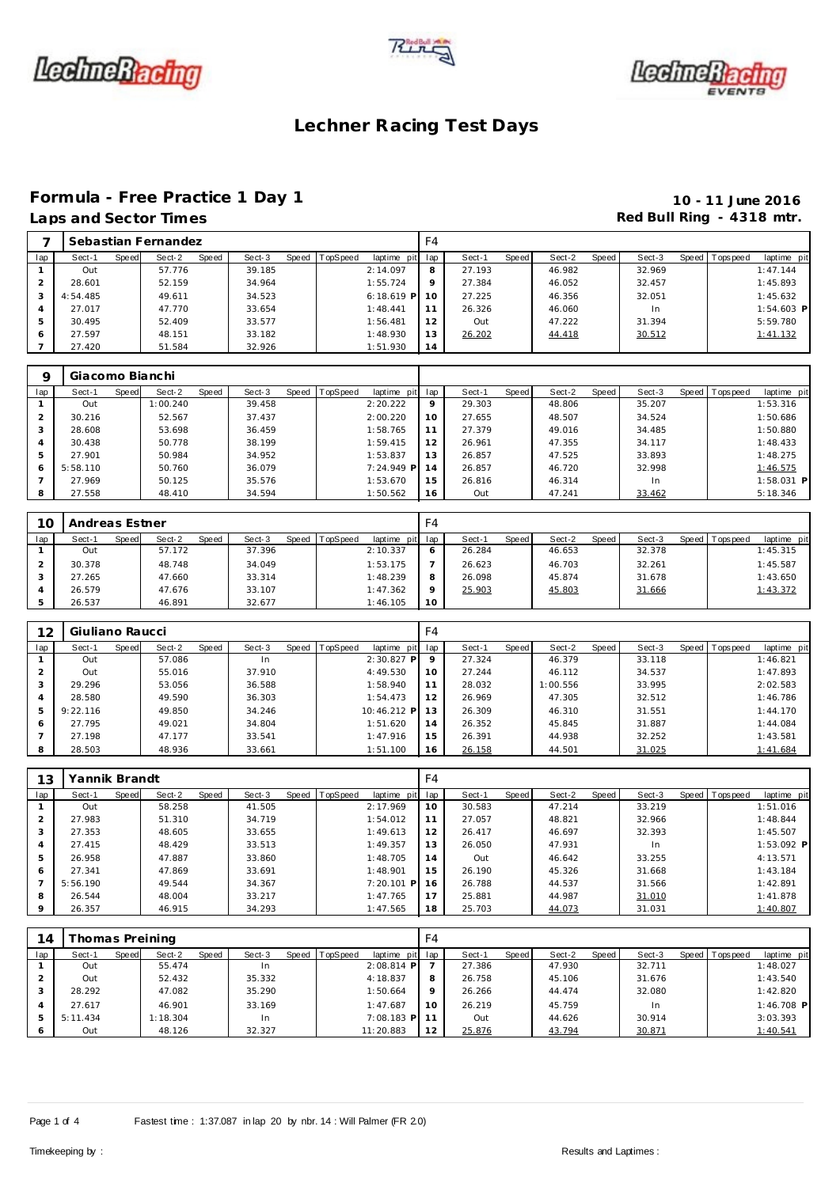# Lechner Racing Test Days

## Formula - Free Practice 1 Day 1

**10 - 11 June 2016**

### Laps and Sector Times

**Red Bull Ring - 4318 mtr.**

| 7 | Sebastian Fernandez | | | | | | | | F4 | | | | | | | | |
|---|---|---|---|---|---|---|---|---|---|---|---|---|---|---|---|---|---|
| lap | Sect-1 | Speed | Sect-2 | Speed | Sect-3 | Speed | TopSpeed | laptime pit | lap | Sect-1 | Speed | Sect-2 | Speed | Sect-3 | Speed | Topspeed | laptime pit |
| 1 | Out | | 57.776 | | 39.185 | | | 2:14.097 | 8 | 27.193 | | 46.982 | | 32.969 | | | 1:47.144 |
| 2 | 28.601 | | 52.159 | | 34.964 | | | 1:55.724 | 9 | 27.384 | | 46.052 | | 32.457 | | | 1:45.893 |
| 3 | 4:54.485 | | 49.611 | | 34.523 | | | 6:18.619 P | 10 | 27.225 | | 46.356 | | 32.051 | | | 1:45.632 |
| 4 | 27.017 | | 47.770 | | 33.654 | | | 1:48.441 | 11 | 26.326 | | 46.060 | | In | | | 1:54.603 P |
| 5 | 30.495 | | 52.409 | | 33.577 | | | 1:56.481 | 12 | Out | | 47.222 | | 31.394 | | | 5:59.780 |
| 6 | 27.597 | | 48.151 | | 33.182 | | | 1:48.930 | 13 | 26.202 | | 44.418 | | 30.512 | | | 1:41.132 |
| 7 | 27.420 | | 51.584 | | 32.926 | | | 1:51.930 | 14 | | | | | | | | |

| 9 | Giacomo Bianchi | | | | | | | | | | | | | | | | |
|---|---|---|---|---|---|---|---|---|---|---|---|---|---|---|---|---|---|
| lap | Sect-1 | Speed | Sect-2 | Speed | Sect-3 | Speed | TopSpeed | laptime pit | lap | Sect-1 | Speed | Sect-2 | Speed | Sect-3 | Speed | Topspeed | laptime pit |
| 1 | Out | | 1:00.240 | | 39.458 | | | 2:20.222 | 9 | 29.303 | | 48.806 | | 35.207 | | | 1:53.316 |
| 2 | 30.216 | | 52.567 | | 37.437 | | | 2:00.220 | 10 | 27.655 | | 48.507 | | 34.524 | | | 1:50.686 |
| 3 | 28.608 | | 53.698 | | 36.459 | | | 1:58.765 | 11 | 27.379 | | 49.016 | | 34.485 | | | 1:50.880 |
| 4 | 30.438 | | 50.778 | | 38.199 | | | 1:59.415 | 12 | 26.961 | | 47.355 | | 34.117 | | | 1:48.433 |
| 5 | 27.901 | | 50.984 | | 34.952 | | | 1:53.837 | 13 | 26.857 | | 47.525 | | 33.893 | | | 1:48.275 |
| 6 | 5:58.110 | | 50.760 | | 36.079 | | | 7:24.949 P | 14 | 26.857 | | 46.720 | | 32.998 | | | 1:46.575 |
| 7 | 27.969 | | 50.125 | | 35.576 | | | 1:53.670 | 15 | 26.816 | | 46.314 | | In | | | 1:58.031 P |
| 8 | 27.558 | | 48.410 | | 34.594 | | | 1:50.562 | 16 | Out | | 47.241 | | 33.462 | | | 5:18.346 |

| 10 | Andreas Estner | | | | | | | | F4 | | | | | | | | |
|---|---|---|---|---|---|---|---|---|---|---|---|---|---|---|---|---|---|
| lap | Sect-1 | Speed | Sect-2 | Speed | Sect-3 | Speed | TopSpeed | laptime pit | lap | Sect-1 | Speed | Sect-2 | Speed | Sect-3 | Speed | Topspeed | laptime pit |
| 1 | Out | | 57.172 | | 37.396 | | | 2:10.337 | 6 | 26.284 | | 46.653 | | 32.378 | | | 1:45.315 |
| 2 | 30.378 | | 48.748 | | 34.049 | | | 1:53.175 | 7 | 26.623 | | 46.703 | | 32.261 | | | 1:45.587 |
| 3 | 27.265 | | 47.660 | | 33.314 | | | 1:48.239 | 8 | 26.098 | | 45.874 | | 31.678 | | | 1:43.650 |
| 4 | 26.579 | | 47.676 | | 33.107 | | | 1:47.362 | 9 | 25.903 | | 45.803 | | 31.666 | | | 1:43.372 |
| 5 | 26.537 | | 46.891 | | 32.677 | | | 1:46.105 | 10 | | | | | | | | |

| 12 | Giuliano Raucci | | | | | | | | F4 | | | | | | | | |
|---|---|---|---|---|---|---|---|---|---|---|---|---|---|---|---|---|---|
| lap | Sect-1 | Speed | Sect-2 | Speed | Sect-3 | Speed | TopSpeed | laptime pit | lap | Sect-1 | Speed | Sect-2 | Speed | Sect-3 | Speed | Topspeed | laptime pit |
| 1 | Out | | 57.086 | | In | | | 2:30.827 P | 9 | 27.324 | | 46.379 | | 33.118 | | | 1:46.821 |
| 2 | Out | | 55.016 | | 37.910 | | | 4:49.530 | 10 | 27.244 | | 46.112 | | 34.537 | | | 1:47.893 |
| 3 | 29.296 | | 53.056 | | 36.588 | | | 1:58.940 | 11 | 28.032 | | 1:00.556 | | 33.995 | | | 2:02.583 |
| 4 | 28.580 | | 49.590 | | 36.303 | | | 1:54.473 | 12 | 26.969 | | 47.305 | | 32.512 | | | 1:46.786 |
| 5 | 9:22.116 | | 49.850 | | 34.246 | | | 10:46.212 P | 13 | 26.309 | | 46.310 | | 31.551 | | | 1:44.170 |
| 6 | 27.795 | | 49.021 | | 34.804 | | | 1:51.620 | 14 | 26.352 | | 45.845 | | 31.887 | | | 1:44.084 |
| 7 | 27.198 | | 47.177 | | 33.541 | | | 1:47.916 | 15 | 26.391 | | 44.938 | | 32.252 | | | 1:43.581 |
| 8 | 28.503 | | 48.936 | | 33.661 | | | 1:51.100 | 16 | 26.158 | | 44.501 | | 31.025 | | | 1:41.684 |

| 13 | Yannik Brandt | | | | | | | | F4 | | | | | | | | |
|---|---|---|---|---|---|---|---|---|---|---|---|---|---|---|---|---|---|
| lap | Sect-1 | Speed | Sect-2 | Speed | Sect-3 | Speed | TopSpeed | laptime pit | lap | Sect-1 | Speed | Sect-2 | Speed | Sect-3 | Speed | Topspeed | laptime pit |
| 1 | Out | | 58.258 | | 41.505 | | | 2:17.969 | 10 | 30.583 | | 47.214 | | 33.219 | | | 1:51.016 |
| 2 | 27.983 | | 51.310 | | 34.719 | | | 1:54.012 | 11 | 27.057 | | 48.821 | | 32.966 | | | 1:48.844 |
| 3 | 27.353 | | 48.605 | | 33.655 | | | 1:49.613 | 12 | 26.417 | | 46.697 | | 32.393 | | | 1:45.507 |
| 4 | 27.415 | | 48.429 | | 33.513 | | | 1:49.357 | 13 | 26.050 | | 47.931 | | In | | | 1:53.092 P |
| 5 | 26.958 | | 47.887 | | 33.860 | | | 1:48.705 | 14 | Out | | 46.642 | | 33.255 | | | 4:13.571 |
| 6 | 27.341 | | 47.869 | | 33.691 | | | 1:48.901 | 15 | 26.190 | | 45.326 | | 31.668 | | | 1:43.184 |
| 7 | 5:56.190 | | 49.544 | | 34.367 | | | 7:20.101 P | 16 | 26.788 | | 44.537 | | 31.566 | | | 1:42.891 |
| 8 | 26.544 | | 48.004 | | 33.217 | | | 1:47.765 | 17 | 25.881 | | 44.987 | | 31.010 | | | 1:41.878 |
| 9 | 26.357 | | 46.915 | | 34.293 | | | 1:47.565 | 18 | 25.703 | | 44.073 | | 31.031 | | | 1:40.807 |

| 14 | Thomas Preining | | | | | | | | F4 | | | | | | | | |
|---|---|---|---|---|---|---|---|---|---|---|---|---|---|---|---|---|---|
| lap | Sect-1 | Speed | Sect-2 | Speed | Sect-3 | Speed | TopSpeed | laptime pit | lap | Sect-1 | Speed | Sect-2 | Speed | Sect-3 | Speed | Topspeed | laptime pit |
| 1 | Out | | 55.474 | | In | | | 2:08.814 P | 7 | 27.386 | | 47.930 | | 32.711 | | | 1:48.027 |
| 2 | Out | | 52.432 | | 35.332 | | | 4:18.837 | 8 | 26.758 | | 45.106 | | 31.676 | | | 1:43.540 |
| 3 | 28.292 | | 47.082 | | 35.290 | | | 1:50.664 | 9 | 26.266 | | 44.474 | | 32.080 | | | 1:42.820 |
| 4 | 27.617 | | 46.901 | | 33.169 | | | 1:47.687 | 10 | 26.219 | | 45.759 | | In | | | 1:46.708 P |
| 5 | 5:11.434 | | 1:18.304 | | In | | | 7:08.183 P | 11 | Out | | 44.626 | | 30.914 | | | 3:03.393 |
| 6 | Out | | 48.126 | | 32.327 | | | 11:20.883 | 12 | 25.876 | | 43.794 | | 30.871 | | | 1:40.541 |

Fastest time : 1:37.087 in lap 20 by nbr. 14 : Will Palmer (FR 2.0)

Timekeeping by :

Results and Laptimes :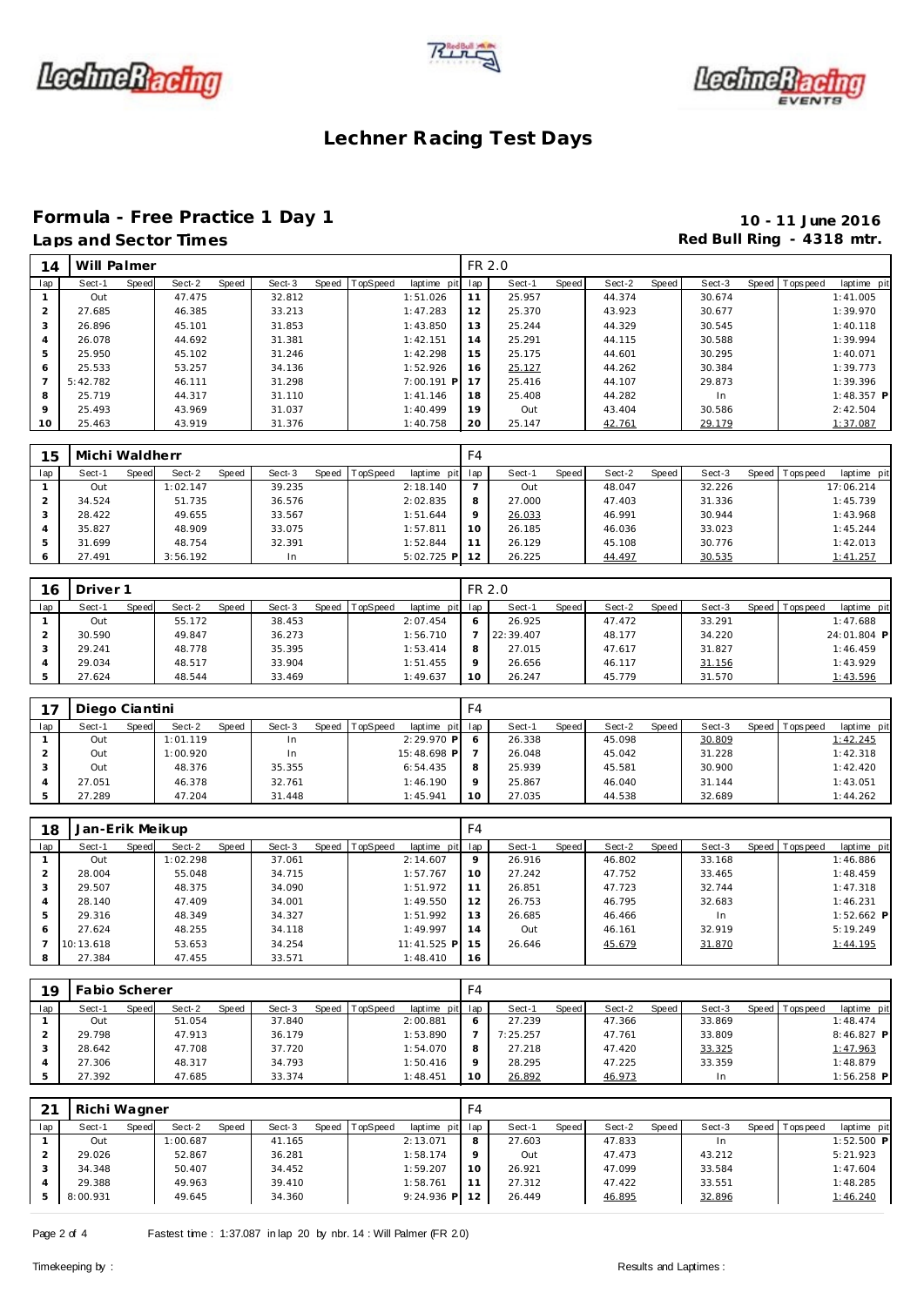# Lechner Racing Test Days

## Formula - Free Practice 1 Day 1

**10 - 11 June 2016**

### Laps and Sector Times

**Red Bull Ring - 4318 mtr.**

| 14 | Will Palmer | | | | | | | | FR 2.0 | | | | | | | | |
|---|---|---|---|---|---|---|---|---|---|---|---|---|---|---|---|---|---|
| lap | Sect-1 | Speed | Sect-2 | Speed | Sect-3 | Speed | TopSpeed | laptime pit | lap | Sect-1 | Speed | Sect-2 | Speed | Sect-3 | Speed | Topspeed | laptime pit |
| 1 | Out | | 47.475 | | 32.812 | | | 1:51.026 | 11 | 25.957 | | 44.374 | | 30.674 | | | 1:41.005 |
| 2 | 27.685 | | 46.385 | | 33.213 | | | 1:47.283 | 12 | 25.370 | | 43.923 | | 30.677 | | | 1:39.970 |
| 3 | 26.896 | | 45.101 | | 31.853 | | | 1:43.850 | 13 | 25.244 | | 44.329 | | 30.545 | | | 1:40.118 |
| 4 | 26.078 | | 44.692 | | 31.381 | | | 1:42.151 | 14 | 25.291 | | 44.115 | | 30.588 | | | 1:39.994 |
| 5 | 25.950 | | 45.102 | | 31.246 | | | 1:42.298 | 15 | 25.175 | | 44.601 | | 30.295 | | | 1:40.071 |
| 6 | 25.533 | | 53.257 | | 34.136 | | | 1:52.926 | 16 | 25.127 | | 44.262 | | 30.384 | | | 1:39.773 |
| 7 | 5:42.782 | | 46.111 | | 31.298 | | | 7:00.191 P | 17 | 25.416 | | 44.107 | | 29.873 | | | 1:39.396 |
| 8 | 25.719 | | 44.317 | | 31.110 | | | 1:41.146 | 18 | 25.408 | | 44.282 | | In | | | 1:48.357 P |
| 9 | 25.493 | | 43.969 | | 31.037 | | | 1:40.499 | 19 | Out | | 43.404 | | 30.586 | | | 2:42.504 |
| 10 | 25.463 | | 43.919 | | 31.376 | | | 1:40.758 | 20 | 25.147 | | 42.761 | | 29.179 | | | 1:37.087 |

| 15 | Michi Waldherr | | | | | | | | F4 | | | | | | | | |
|---|---|---|---|---|---|---|---|---|---|---|---|---|---|---|---|---|---|
| lap | Sect-1 | Speed | Sect-2 | Speed | Sect-3 | Speed | TopSpeed | laptime pit | lap | Sect-1 | Speed | Sect-2 | Speed | Sect-3 | Speed | Topspeed | laptime pit |
| 1 | Out | | 1:02.147 | | 39.235 | | | 2:18.140 | 7 | Out | | 48.047 | | 32.226 | | | 17:06.214 |
| 2 | 34.524 | | 51.735 | | 36.576 | | | 2:02.835 | 8 | 27.000 | | 47.403 | | 31.336 | | | 1:45.739 |
| 3 | 28.422 | | 49.655 | | 33.567 | | | 1:51.644 | 9 | 26.033 | | 46.991 | | 30.944 | | | 1:43.968 |
| 4 | 35.827 | | 48.909 | | 33.075 | | | 1:57.811 | 10 | 26.185 | | 46.036 | | 33.023 | | | 1:45.244 |
| 5 | 31.699 | | 48.754 | | 32.391 | | | 1:52.844 | 11 | 26.129 | | 45.108 | | 30.776 | | | 1:42.013 |
| 6 | 27.491 | | 3:56.192 | | In | | | 5:02.725 P | 12 | 26.225 | | 44.497 | | 30.535 | | | 1:41.257 |

| 16 | Driver 1 | | | | | | | | FR 2.0 | | | | | | | | |
|---|---|---|---|---|---|---|---|---|---|---|---|---|---|---|---|---|---|
| lap | Sect-1 | Speed | Sect-2 | Speed | Sect-3 | Speed | TopSpeed | laptime pit | lap | Sect-1 | Speed | Sect-2 | Speed | Sect-3 | Speed | Topspeed | laptime pit |
| 1 | Out | | 55.172 | | 38.453 | | | 2:07.454 | 6 | 26.925 | | 47.472 | | 33.291 | | | 1:47.688 |
| 2 | 30.590 | | 49.847 | | 36.273 | | | 1:56.710 | 7 | 22:39.407 | | 48.177 | | 34.220 | | | 24:01.804 P |
| 3 | 29.241 | | 48.778 | | 35.395 | | | 1:53.414 | 8 | 27.015 | | 47.617 | | 31.827 | | | 1:46.459 |
| 4 | 29.034 | | 48.517 | | 33.904 | | | 1:51.455 | 9 | 26.656 | | 46.117 | | 31.156 | | | 1:43.929 |
| 5 | 27.624 | | 48.544 | | 33.469 | | | 1:49.637 | 10 | 26.247 | | 45.779 | | 31.570 | | | 1:43.596 |

| 17 | Diego Ciantini | | | | | | | | F4 | | | | | | | | |
|---|---|---|---|---|---|---|---|---|---|---|---|---|---|---|---|---|---|
| lap | Sect-1 | Speed | Sect-2 | Speed | Sect-3 | Speed | TopSpeed | laptime pit | lap | Sect-1 | Speed | Sect-2 | Speed | Sect-3 | Speed | Topspeed | laptime pit |
| 1 | Out | | 1:01.119 | | In | | | 2:29.970 P | 6 | 26.338 | | 45.098 | | 30.809 | | | 1:42.245 |
| 2 | Out | | 1:00.920 | | In | | | 15:48.698 P | 7 | 26.048 | | 45.042 | | 31.228 | | | 1:42.318 |
| 3 | Out | | 48.376 | | 35.355 | | | 6:54.435 | 8 | 25.939 | | 45.581 | | 30.900 | | | 1:42.420 |
| 4 | 27.051 | | 46.378 | | 32.761 | | | 1:46.190 | 9 | 25.867 | | 46.040 | | 31.144 | | | 1:43.051 |
| 5 | 27.289 | | 47.204 | | 31.448 | | | 1:45.941 | 10 | 27.035 | | 44.538 | | 32.689 | | | 1:44.262 |

| 18 | Jan-Erik Meikup | | | | | | | | F4 | | | | | | | | |
|---|---|---|---|---|---|---|---|---|---|---|---|---|---|---|---|---|---|
| lap | Sect-1 | Speed | Sect-2 | Speed | Sect-3 | Speed | TopSpeed | laptime pit | lap | Sect-1 | Speed | Sect-2 | Speed | Sect-3 | Speed | Topspeed | laptime pit |
| 1 | Out | | 1:02.298 | | 37.061 | | | 2:14.607 | 9 | 26.916 | | 46.802 | | 33.168 | | | 1:46.886 |
| 2 | 28.004 | | 55.048 | | 34.715 | | | 1:57.767 | 10 | 27.242 | | 47.752 | | 33.465 | | | 1:48.459 |
| 3 | 29.507 | | 48.375 | | 34.090 | | | 1:51.972 | 11 | 26.851 | | 47.723 | | 32.744 | | | 1:47.318 |
| 4 | 28.140 | | 47.409 | | 34.001 | | | 1:49.550 | 12 | 26.753 | | 46.795 | | 32.683 | | | 1:46.231 |
| 5 | 29.316 | | 48.349 | | 34.327 | | | 1:51.992 | 13 | 26.685 | | 46.466 | | In | | | 1:52.662 P |
| 6 | 27.624 | | 48.255 | | 34.118 | | | 1:49.997 | 14 | Out | | 46.161 | | 32.919 | | | 5:19.249 |
| 7 | 10:13.618 | | 53.653 | | 34.254 | | | 11:41.525 P | 15 | 26.646 | | 45.679 | | 31.870 | | | 1:44.195 |
| 8 | 27.384 | | 47.455 | | 33.571 | | | 1:48.410 | 16 | | | | | | | | |

| 19 | Fabio Scherer | | | | | | | | F4 | | | | | | | | |
|---|---|---|---|---|---|---|---|---|---|---|---|---|---|---|---|---|---|
| lap | Sect-1 | Speed | Sect-2 | Speed | Sect-3 | Speed | TopSpeed | laptime pit | lap | Sect-1 | Speed | Sect-2 | Speed | Sect-3 | Speed | Topspeed | laptime pit |
| 1 | Out | | 51.054 | | 37.840 | | | 2:00.881 | 6 | 27.239 | | 47.366 | | 33.869 | | | 1:48.474 |
| 2 | 29.798 | | 47.913 | | 36.179 | | | 1:53.890 | 7 | 7:25.257 | | 47.761 | | 33.809 | | | 8:46.827 P |
| 3 | 28.642 | | 47.708 | | 37.720 | | | 1:54.070 | 8 | 27.218 | | 47.420 | | 33.325 | | | 1:47.963 |
| 4 | 27.306 | | 48.317 | | 34.793 | | | 1:50.416 | 9 | 28.295 | | 47.225 | | 33.359 | | | 1:48.879 |
| 5 | 27.392 | | 47.685 | | 33.374 | | | 1:48.451 | 10 | 26.892 | | 46.973 | | In | | | 1:56.258 P |

| 21 | Richi Wagner | | | | | | | | F4 | | | | | | | | |
|---|---|---|---|---|---|---|---|---|---|---|---|---|---|---|---|---|---|
| lap | Sect-1 | Speed | Sect-2 | Speed | Sect-3 | Speed | TopSpeed | laptime pit | lap | Sect-1 | Speed | Sect-2 | Speed | Sect-3 | Speed | Topspeed | laptime pit |
| 1 | Out | | 1:00.687 | | 41.165 | | | 2:13.071 | 8 | 27.603 | | 47.833 | | In | | | 1:52.500 P |
| 2 | 29.026 | | 52.867 | | 36.281 | | | 1:58.174 | 9 | Out | | 47.473 | | 43.212 | | | 5:21.923 |
| 3 | 34.348 | | 50.407 | | 34.452 | | | 1:59.207 | 10 | 26.921 | | 47.099 | | 33.584 | | | 1:47.604 |
| 4 | 29.388 | | 49.963 | | 39.410 | | | 1:58.761 | 11 | 27.312 | | 47.422 | | 33.551 | | | 1:48.285 |
| 5 | 8:00.931 | | 49.645 | | 34.360 | | | 9:24.936 P | 12 | 26.449 | | 46.895 | | 32.896 | | | 1:46.240 |

Fastest time : 1:37.087 in lap 20 by nbr. 14 : Will Palmer (FR 2.0)

Timekeeping by :

Results and Laptimes :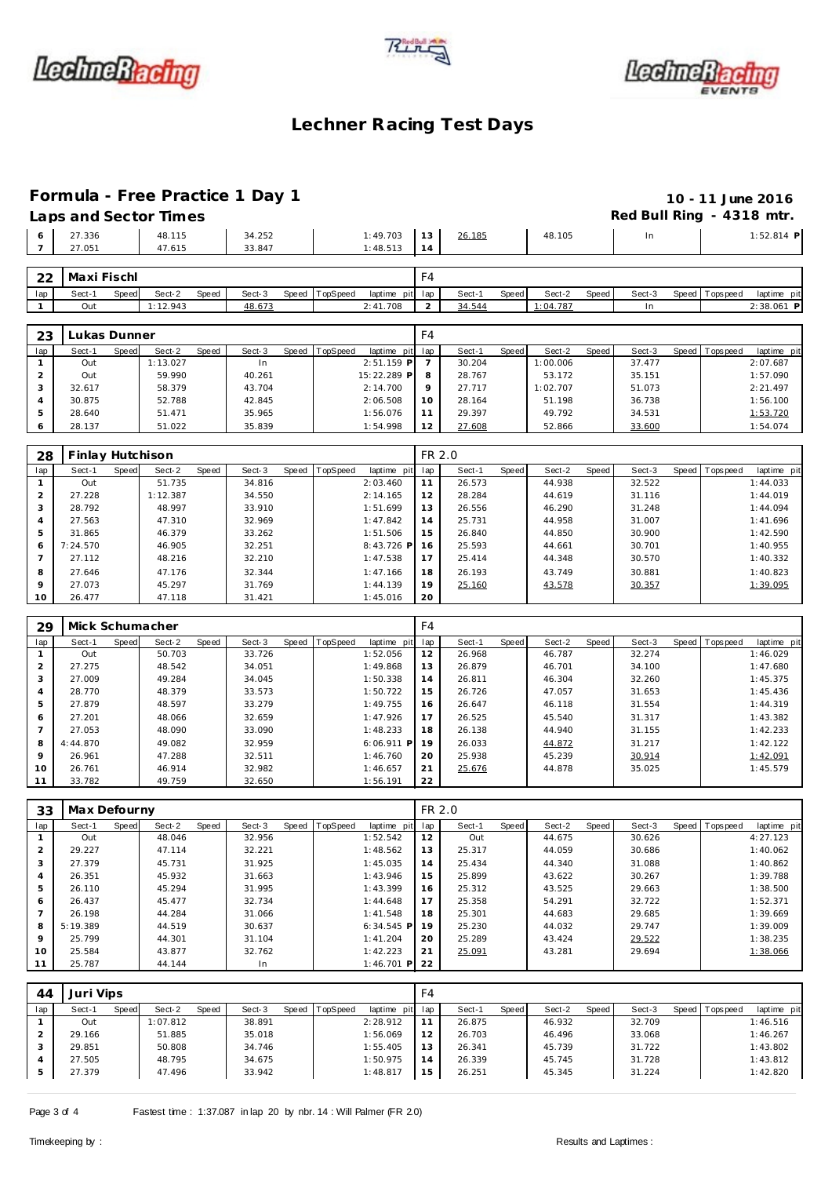# Lechner Racing Test Days

## Formula - Free Practice 1 Day 1

**10 - 11 June 2016**

### Laps and Sector Times

**Red Bull Ring - 4318 mtr.**

| lap | Sect-1 | Speed | Sect-2 | Speed | Sect-3 | Speed | TopSpeed | laptime pit | lap | Sect-1 | Speed | Sect-2 | Speed | Sect-3 | Speed | Topspeed | laptime pit |
|---|---|---|---|---|---|---|---|---|---|---|---|---|---|---|---|---|---|
| 6 | 27.336 | | 48.115 | | 34.252 | | | 1:49.703 | 13 | 26.185 | | 48.105 | | In | | | 1:52.814 P |
| 7 | 27.051 | | 47.615 | | 33.847 | | | 1:48.513 | 14 | | | | | | | | |

| 22 | Maxi Fischl | | | | | | | | F4 | | | | | | | | |
|---|---|---|---|---|---|---|---|---|---|---|---|---|---|---|---|---|---|
| lap | Sect-1 | Speed | Sect-2 | Speed | Sect-3 | Speed | TopSpeed | laptime pit | lap | Sect-1 | Speed | Sect-2 | Speed | Sect-3 | Speed | Topspeed | laptime pit |
| 1 | Out | | 1:12.943 | | 48.673 | | | 2:41.708 | 2 | 34.544 | | 1:04.787 | | In | | | 2:38.061 P |

| 23 | Lukas Dunner | | | | | | | | F4 | | | | | | | | |
|---|---|---|---|---|---|---|---|---|---|---|---|---|---|---|---|---|---|
| lap | Sect-1 | Speed | Sect-2 | Speed | Sect-3 | Speed | TopSpeed | laptime pit | lap | Sect-1 | Speed | Sect-2 | Speed | Sect-3 | Speed | Topspeed | laptime pit |
| 1 | Out | | 1:13.027 | | In | | | 2:51.159 P | 7 | 30.204 | | 1:00.006 | | 37.477 | | | 2:07.687 |
| 2 | Out | | 59.990 | | 40.261 | | | 15:22.289 P | 8 | 28.767 | | 53.172 | | 35.151 | | | 1:57.090 |
| 3 | 32.617 | | 58.379 | | 43.704 | | | 2:14.700 | 9 | 27.717 | | 1:02.707 | | 51.073 | | | 2:21.497 |
| 4 | 30.875 | | 52.788 | | 42.845 | | | 2:06.508 | 10 | 28.164 | | 51.198 | | 36.738 | | | 1:56.100 |
| 5 | 28.640 | | 51.471 | | 35.965 | | | 1:56.076 | 11 | 29.397 | | 49.792 | | 34.531 | | | 1:53.720 |
| 6 | 28.137 | | 51.022 | | 35.839 | | | 1:54.998 | 12 | 27.608 | | 52.866 | | 33.600 | | | 1:54.074 |

| 28 | Finlay Hutchison | | | | | | | | FR 2.0 | | | | | | | | |
|---|---|---|---|---|---|---|---|---|---|---|---|---|---|---|---|---|---|
| lap | Sect-1 | Speed | Sect-2 | Speed | Sect-3 | Speed | TopSpeed | laptime pit | lap | Sect-1 | Speed | Sect-2 | Speed | Sect-3 | Speed | Topspeed | laptime pit |
| 1 | Out | | 51.735 | | 34.816 | | | 2:03.460 | 11 | 26.573 | | 44.938 | | 32.522 | | | 1:44.033 |
| 2 | 27.228 | | 1:12.387 | | 34.550 | | | 2:14.165 | 12 | 28.284 | | 44.619 | | 31.116 | | | 1:44.019 |
| 3 | 28.792 | | 48.997 | | 33.910 | | | 1:51.699 | 13 | 26.556 | | 46.290 | | 31.248 | | | 1:44.094 |
| 4 | 27.563 | | 47.310 | | 32.969 | | | 1:47.842 | 14 | 25.731 | | 44.958 | | 31.007 | | | 1:41.696 |
| 5 | 31.865 | | 46.379 | | 33.262 | | | 1:51.506 | 15 | 26.840 | | 44.850 | | 30.900 | | | 1:42.590 |
| 6 | 7:24.570 | | 46.905 | | 32.251 | | | 8:43.726 P | 16 | 25.593 | | 44.661 | | 30.701 | | | 1:40.955 |
| 7 | 27.112 | | 48.216 | | 32.210 | | | 1:47.538 | 17 | 25.414 | | 44.348 | | 30.570 | | | 1:40.332 |
| 8 | 27.646 | | 47.176 | | 32.344 | | | 1:47.166 | 18 | 26.193 | | 43.749 | | 30.881 | | | 1:40.823 |
| 9 | 27.073 | | 45.297 | | 31.769 | | | 1:44.139 | 19 | 25.160 | | 43.578 | | 30.357 | | | 1:39.095 |
| 10 | 26.477 | | 47.118 | | 31.421 | | | 1:45.016 | 20 | | | | | | | | |

| 29 | Mick Schumacher | | | | | | | | F4 | | | | | | | | |
|---|---|---|---|---|---|---|---|---|---|---|---|---|---|---|---|---|---|
| lap | Sect-1 | Speed | Sect-2 | Speed | Sect-3 | Speed | TopSpeed | laptime pit | lap | Sect-1 | Speed | Sect-2 | Speed | Sect-3 | Speed | Topspeed | laptime pit |
| 1 | Out | | 50.703 | | 33.726 | | | 1:52.056 | 12 | 26.968 | | 46.787 | | 32.274 | | | 1:46.029 |
| 2 | 27.275 | | 48.542 | | 34.051 | | | 1:49.868 | 13 | 26.879 | | 46.701 | | 34.100 | | | 1:47.680 |
| 3 | 27.009 | | 49.284 | | 34.045 | | | 1:50.338 | 14 | 26.811 | | 46.304 | | 32.260 | | | 1:45.375 |
| 4 | 28.770 | | 48.379 | | 33.573 | | | 1:50.722 | 15 | 26.726 | | 47.057 | | 31.653 | | | 1:45.436 |
| 5 | 27.879 | | 48.597 | | 33.279 | | | 1:49.755 | 16 | 26.647 | | 46.118 | | 31.554 | | | 1:44.319 |
| 6 | 27.201 | | 48.066 | | 32.659 | | | 1:47.926 | 17 | 26.525 | | 45.540 | | 31.317 | | | 1:43.382 |
| 7 | 27.053 | | 48.090 | | 33.090 | | | 1:48.233 | 18 | 26.138 | | 44.940 | | 31.155 | | | 1:42.233 |
| 8 | 4:44.870 | | 49.082 | | 32.959 | | | 6:06.911 P | 19 | 26.033 | | 44.872 | | 31.217 | | | 1:42.122 |
| 9 | 26.961 | | 47.288 | | 32.511 | | | 1:46.760 | 20 | 25.938 | | 45.239 | | 30.914 | | | 1:42.091 |
| 10 | 26.761 | | 46.914 | | 32.982 | | | 1:46.657 | 21 | 25.676 | | 44.878 | | 35.025 | | | 1:45.579 |
| 11 | 33.782 | | 49.759 | | 32.650 | | | 1:56.191 | 22 | | | | | | | | |

| 33 | Max Defourny | | | | | | | | FR 2.0 | | | | | | | | |
|---|---|---|---|---|---|---|---|---|---|---|---|---|---|---|---|---|---|
| lap | Sect-1 | Speed | Sect-2 | Speed | Sect-3 | Speed | TopSpeed | laptime pit | lap | Sect-1 | Speed | Sect-2 | Speed | Sect-3 | Speed | Topspeed | laptime pit |
| 1 | Out | | 48.046 | | 32.956 | | | 1:52.542 | 12 | Out | | 44.675 | | 30.626 | | | 4:27.123 |
| 2 | 29.227 | | 47.114 | | 32.221 | | | 1:48.562 | 13 | 25.317 | | 44.059 | | 30.686 | | | 1:40.062 |
| 3 | 27.379 | | 45.731 | | 31.925 | | | 1:45.035 | 14 | 25.434 | | 44.340 | | 31.088 | | | 1:40.862 |
| 4 | 26.351 | | 45.932 | | 31.663 | | | 1:43.946 | 15 | 25.899 | | 43.622 | | 30.267 | | | 1:39.788 |
| 5 | 26.110 | | 45.294 | | 31.995 | | | 1:43.399 | 16 | 25.312 | | 43.525 | | 29.663 | | | 1:38.500 |
| 6 | 26.437 | | 45.477 | | 32.734 | | | 1:44.648 | 17 | 25.358 | | 54.291 | | 32.722 | | | 1:52.371 |
| 7 | 26.198 | | 44.284 | | 31.066 | | | 1:41.548 | 18 | 25.301 | | 44.683 | | 29.685 | | | 1:39.669 |
| 8 | 5:19.389 | | 44.519 | | 30.637 | | | 6:34.545 P | 19 | 25.230 | | 44.032 | | 29.747 | | | 1:39.009 |
| 9 | 25.799 | | 44.301 | | 31.104 | | | 1:41.204 | 20 | 25.289 | | 43.424 | | 29.522 | | | 1:38.235 |
| 10 | 25.584 | | 43.877 | | 32.762 | | | 1:42.223 | 21 | 25.091 | | 43.281 | | 29.694 | | | 1:38.066 |
| 11 | 25.787 | | 44.144 | | In | | | 1:46.701 P | 22 | | | | | | | | |

| 44 | Juri Vips | | | | | | | | F4 | | | | | | | | |
|---|---|---|---|---|---|---|---|---|---|---|---|---|---|---|---|---|---|
| lap | Sect-1 | Speed | Sect-2 | Speed | Sect-3 | Speed | TopSpeed | laptime pit | lap | Sect-1 | Speed | Sect-2 | Speed | Sect-3 | Speed | Topspeed | laptime pit |
| 1 | Out | | 1:07.812 | | 38.891 | | | 2:28.912 | 11 | 26.875 | | 46.932 | | 32.709 | | | 1:46.516 |
| 2 | 29.166 | | 51.885 | | 35.018 | | | 1:56.069 | 12 | 26.703 | | 46.496 | | 33.068 | | | 1:46.267 |
| 3 | 29.851 | | 50.808 | | 34.746 | | | 1:55.405 | 13 | 26.341 | | 45.739 | | 31.722 | | | 1:43.802 |
| 4 | 27.505 | | 48.795 | | 34.675 | | | 1:50.975 | 14 | 26.339 | | 45.745 | | 31.728 | | | 1:43.812 |
| 5 | 27.379 | | 47.496 | | 33.942 | | | 1:48.817 | 15 | 26.251 | | 45.345 | | 31.224 | | | 1:42.820 |

Fastest time : 1:37.087 in lap 20 by nbr. 14 : Will Palmer (FR 2.0)

Timekeeping by :

Results and Laptimes :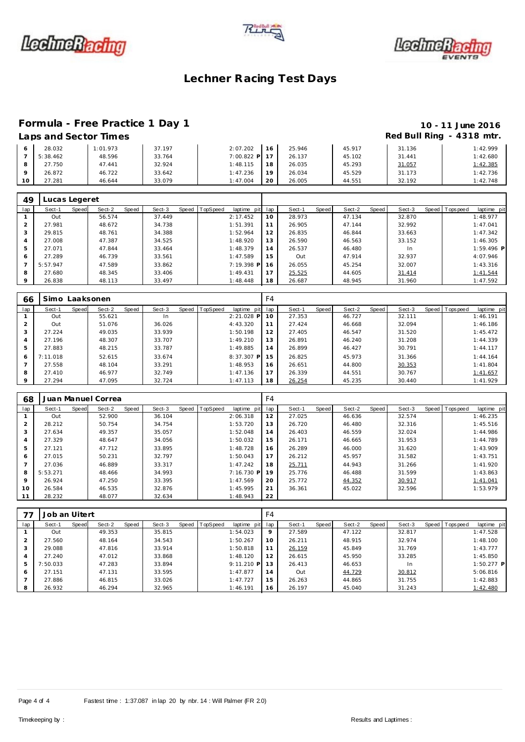# Lechner Racing Test Days

## Formula - Free Practice 1 Day 1

**10 - 11 June 2016**

**Laps and Sector Times**

**Red Bull Ring - 4318 mtr.**

| | | | | | | | | | | | | | | | | | | | |
|---|---|---|---|---|---|---|---|---|---|---|---|---|---|---|---|---|---|---|---|
| 6 | 28.032 | | 1:01.973 | | 37.197 | | | 2:07.202 | 16 | 25.946 | | 45.917 | | 31.136 | | | 1:42.999 |
| 7 | 5:38.462 | | 48.596 | | 33.764 | | | 7:00.822 P | 17 | 26.137 | | 45.102 | | 31.441 | | | 1:42.680 |
| 8 | 27.750 | | 47.441 | | 32.924 | | | 1:48.115 | 18 | 26.035 | | 45.293 | | 31.057 | | | 1:42.385 |
| 9 | 26.872 | | 46.722 | | 33.642 | | | 1:47.236 | 19 | 26.034 | | 45.529 | | 31.173 | | | 1:42.736 |
| 10 | 27.281 | | 46.644 | | 33.079 | | | 1:47.004 | 20 | 26.005 | | 44.551 | | 32.192 | | | 1:42.748 |

### 49 Lucas Legeret

| lap | Sect-1 | Speed | Sect-2 | Speed | Sect-3 | Speed | TopSpeed | laptime pit | lap | Sect-1 | Speed | Sect-2 | Speed | Sect-3 | Speed | Topspeed | laptime pit |
|---|---|---|---|---|---|---|---|---|---|---|---|---|---|---|---|---|---|
| 1 | Out | | 56.574 | | 37.449 | | | 2:17.452 | 10 | 28.973 | | 47.134 | | 32.870 | | | 1:48.977 |
| 2 | 27.981 | | 48.672 | | 34.738 | | | 1:51.391 | 11 | 26.905 | | 47.144 | | 32.992 | | | 1:47.041 |
| 3 | 29.815 | | 48.761 | | 34.388 | | | 1:52.964 | 12 | 26.835 | | 46.844 | | 33.663 | | | 1:47.342 |
| 4 | 27.008 | | 47.387 | | 34.525 | | | 1:48.920 | 13 | 26.590 | | 46.563 | | 33.152 | | | 1:46.305 |
| 5 | 27.071 | | 47.844 | | 33.464 | | | 1:48.379 | 14 | 26.537 | | 46.480 | | In | | | 1:59.496 P |
| 6 | 27.289 | | 46.739 | | 33.561 | | | 1:47.589 | 15 | Out | | 47.914 | | 32.937 | | | 4:07.946 |
| 7 | 5:57.947 | | 47.589 | | 33.862 | | | 7:19.398 P | 16 | 26.055 | | 45.254 | | 32.007 | | | 1:43.316 |
| 8 | 27.680 | | 48.345 | | 33.406 | | | 1:49.431 | 17 | 25.525 | | 44.605 | | 31.414 | | | 1:41.544 |
| 9 | 26.838 | | 48.113 | | 33.497 | | | 1:48.448 | 18 | 26.687 | | 48.945 | | 31.960 | | | 1:47.592 |

### 66 Simo Laaksonen — F4

| lap | Sect-1 | Speed | Sect-2 | Speed | Sect-3 | Speed | TopSpeed | laptime pit | lap | Sect-1 | Speed | Sect-2 | Speed | Sect-3 | Speed | Topspeed | laptime pit |
|---|---|---|---|---|---|---|---|---|---|---|---|---|---|---|---|---|---|
| 1 | Out | | 55.621 | | In | | | 2:21.028 P | 10 | 27.353 | | 46.727 | | 32.111 | | | 1:46.191 |
| 2 | Out | | 51.076 | | 36.026 | | | 4:43.320 | 11 | 27.424 | | 46.668 | | 32.094 | | | 1:46.186 |
| 3 | 27.224 | | 49.035 | | 33.939 | | | 1:50.198 | 12 | 27.405 | | 46.547 | | 31.520 | | | 1:45.472 |
| 4 | 27.196 | | 48.307 | | 33.707 | | | 1:49.210 | 13 | 26.891 | | 46.240 | | 31.208 | | | 1:44.339 |
| 5 | 27.883 | | 48.215 | | 33.787 | | | 1:49.885 | 14 | 26.899 | | 46.427 | | 30.791 | | | 1:44.117 |
| 6 | 7:11.018 | | 52.615 | | 33.674 | | | 8:37.307 P | 15 | 26.825 | | 45.973 | | 31.366 | | | 1:44.164 |
| 7 | 27.558 | | 48.104 | | 33.291 | | | 1:48.953 | 16 | 26.651 | | 44.800 | | 30.353 | | | 1:41.804 |
| 8 | 27.410 | | 46.977 | | 32.749 | | | 1:47.136 | 17 | 26.339 | | 44.551 | | 30.767 | | | 1:41.657 |
| 9 | 27.294 | | 47.095 | | 32.724 | | | 1:47.113 | 18 | 26.254 | | 45.235 | | 30.440 | | | 1:41.929 |

### 68 Juan Manuel Correa — F4

| lap | Sect-1 | Speed | Sect-2 | Speed | Sect-3 | Speed | TopSpeed | laptime pit | lap | Sect-1 | Speed | Sect-2 | Speed | Sect-3 | Speed | Topspeed | laptime pit |
|---|---|---|---|---|---|---|---|---|---|---|---|---|---|---|---|---|---|
| 1 | Out | | 52.900 | | 36.104 | | | 2:06.318 | 12 | 27.025 | | 46.636 | | 32.574 | | | 1:46.235 |
| 2 | 28.212 | | 50.754 | | 34.754 | | | 1:53.720 | 13 | 26.720 | | 46.480 | | 32.316 | | | 1:45.516 |
| 3 | 27.634 | | 49.357 | | 35.057 | | | 1:52.048 | 14 | 26.403 | | 46.559 | | 32.024 | | | 1:44.986 |
| 4 | 27.329 | | 48.647 | | 34.056 | | | 1:50.032 | 15 | 26.171 | | 46.665 | | 31.953 | | | 1:44.789 |
| 5 | 27.121 | | 47.712 | | 33.895 | | | 1:48.728 | 16 | 26.289 | | 46.000 | | 31.620 | | | 1:43.909 |
| 6 | 27.015 | | 50.231 | | 32.797 | | | 1:50.043 | 17 | 26.212 | | 45.957 | | 31.582 | | | 1:43.751 |
| 7 | 27.036 | | 46.889 | | 33.317 | | | 1:47.242 | 18 | 25.711 | | 44.943 | | 31.266 | | | 1:41.920 |
| 8 | 5:53.271 | | 48.466 | | 34.993 | | | 7:16.730 P | 19 | 25.776 | | 46.488 | | 31.599 | | | 1:43.863 |
| 9 | 26.924 | | 47.250 | | 33.395 | | | 1:47.569 | 20 | 25.772 | | 44.352 | | 30.917 | | | 1:41.041 |
| 10 | 26.584 | | 46.535 | | 32.876 | | | 1:45.995 | 21 | 36.361 | | 45.022 | | 32.596 | | | 1:53.979 |
| 11 | 28.232 | | 48.077 | | 32.634 | | | 1:48.943 | 22 | | | | | | | | |

### 77 Job an Uitert — F4

| lap | Sect-1 | Speed | Sect-2 | Speed | Sect-3 | Speed | TopSpeed | laptime pit | lap | Sect-1 | Speed | Sect-2 | Speed | Sect-3 | Speed | Topspeed | laptime pit |
|---|---|---|---|---|---|---|---|---|---|---|---|---|---|---|---|---|---|
| 1 | Out | | 49.353 | | 35.815 | | | 1:54.023 | 9 | 27.589 | | 47.122 | | 32.817 | | | 1:47.528 |
| 2 | 27.560 | | 48.164 | | 34.543 | | | 1:50.267 | 10 | 26.211 | | 48.915 | | 32.974 | | | 1:48.100 |
| 3 | 29.088 | | 47.816 | | 33.914 | | | 1:50.818 | 11 | 26.159 | | 45.849 | | 31.769 | | | 1:43.777 |
| 4 | 27.240 | | 47.012 | | 33.868 | | | 1:48.120 | 12 | 26.615 | | 45.950 | | 33.285 | | | 1:45.850 |
| 5 | 7:50.033 | | 47.283 | | 33.894 | | | 9:11.210 P | 13 | 26.413 | | 46.653 | | In | | | 1:50.277 P |
| 6 | 27.151 | | 47.131 | | 33.595 | | | 1:47.877 | 14 | Out | | 44.729 | | 30.812 | | | 5:06.816 |
| 7 | 27.886 | | 46.815 | | 33.026 | | | 1:47.727 | 15 | 26.263 | | 44.865 | | 31.755 | | | 1:42.883 |
| 8 | 26.932 | | 46.294 | | 32.965 | | | 1:46.191 | 16 | 26.197 | | 45.040 | | 31.243 | | | 1:42.480 |

Fastest time : 1:37.087 in lap 20 by nbr. 14 : Will Palmer (FR 2.0)

Timekeeping by :

Results and Laptimes :